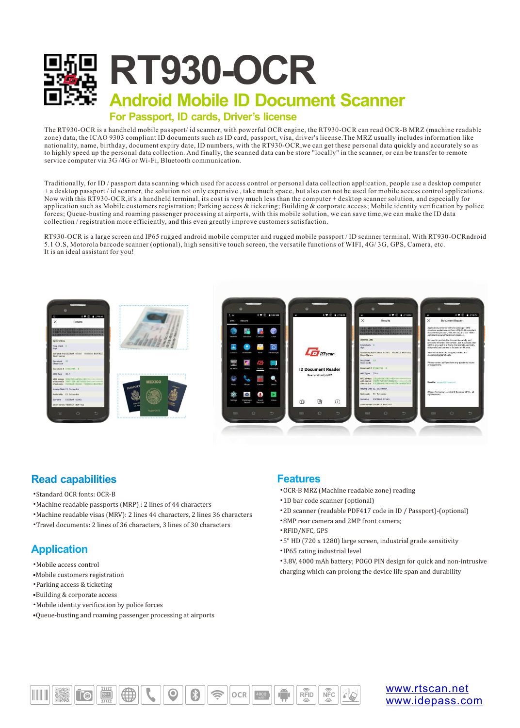# RT930-OCR

## Android Mobile ID Document Scanner

### For Passport, ID cards, Driver's license

The RT930-OCR is a handheld mobile passport/ id scanner, with powerful OCR engine, the RT930-OCR can read OCR-B MRZ (machine readable zone) data, the ICAO 9303 compliant ID documents such as ID card, passport, visa, driver's license.The MRZ usually includes information like nationality, name, birthday, document expiry date, ID numbers, with the RT930-OCR,we can get these personal data quickly and accurately so as to highly speed up the personal data collection. And finally, the scanned data can be store "locally" in the scanner, or can be transfer to remote service computer via 3G /4G or Wi-Fi, Bluetooth communication.

Traditionally, for ID / passport data scanning which used for access control or personal data collection application, people use a desktop computer + a desktop passport / id scanner, the solution not only expensive , take much space, but also can not be used for mobile access control applications. Now with this RT930-OCR,it's a handheld terminal, its cost is very much less than the computer + desktop scanner solution, and especially for application such as Mobile customers registration; Parking access & ticketing; Building & corporate access; Mobile identity verification by police forces; Queue-busting and roaming passenger processing at airports, with this mobile solution, we can save time,we can make the ID data collection / registration more efficiently, and this even greatly improve customers satisfaction.

RT930-OCR is a large screen and IP65 rugged android mobile computer and rugged mobile passport / ID scanner terminal. With RT930-OCRndroid 5.1 O.S, Motorola barcode scanner (optional), high sensitive touch screen, the versatile functions of WIFI, 4G/ 3G, GPS, Camera, etc. It is an ideal assistant for you!

## Read capabilities

- Standard OCR fonts: OCR-B
- Machine readable passports (MRP) : 2 lines of 44 characters
- Machine readable visas (MRV): 2 lines 44 characters, 2 lines 36 characters
- Travel documents: 2 lines of 36 characters, 3 lines of 30 characters

## Application

- Mobile access control
- Mobile customers registration
- Parking access & ticketing
- Building & corporate access
- Mobile identity verification by police forces
- Queue-busting and roaming passenger processing at airports

## Features

- OCR-B MRZ (Machine readable zone) reading
- 1D bar code scanner (optional)
- 2D scanner (readable PDF417 code in ID / Passport)-(optional)
- 8MP rear camera and 2MP front camera;
- RFID/NFC, GPS
- 5" HD (720 x 1280) large screen, industrial grade sensitivity
- IP65 rating industrial level
- 3.8V, 4000 mAh battery; POGO PIN design for quick and non-intrusive charging which can prolong the device life span and durability

www.rtscan.net
www.idepass.com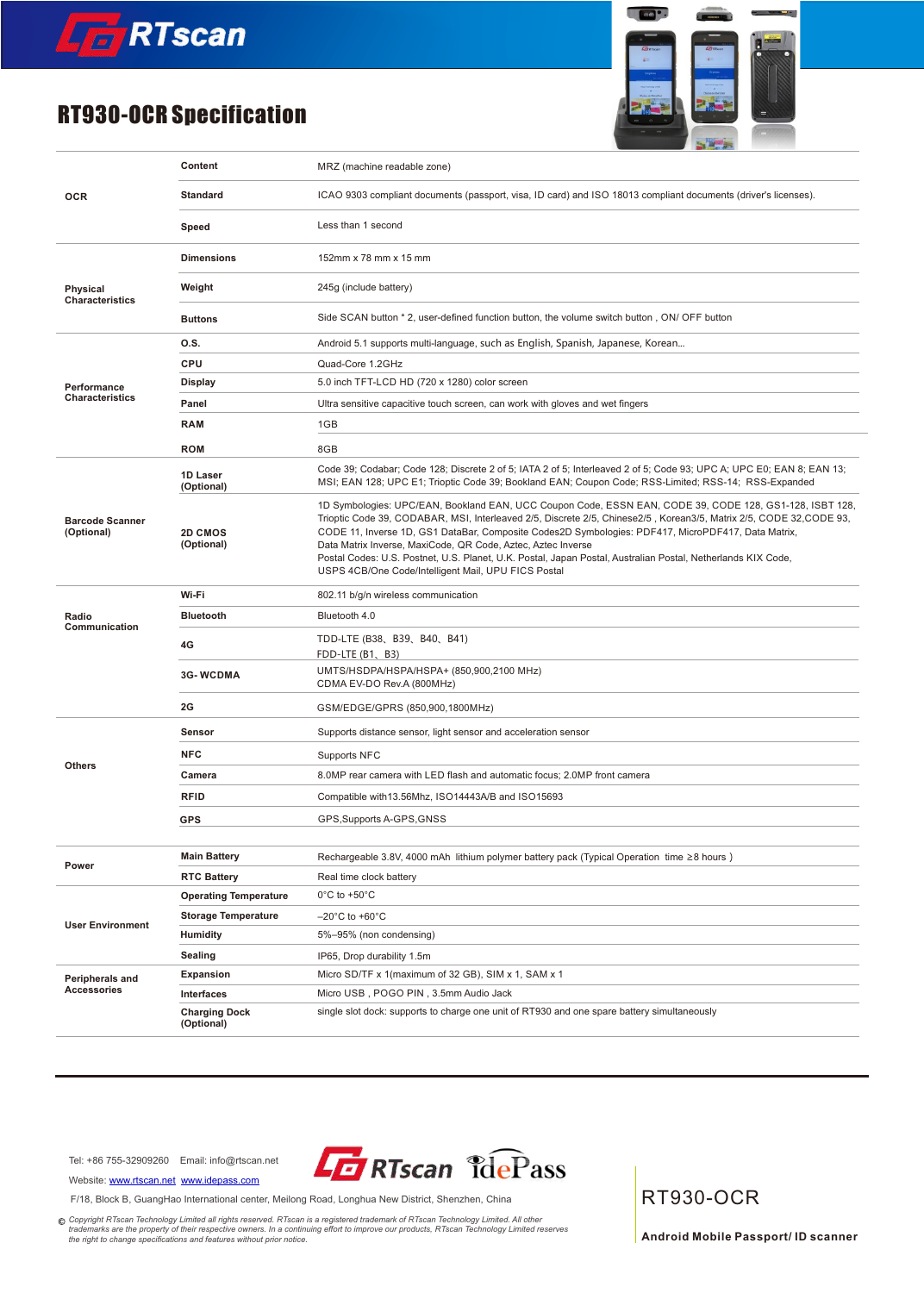# RT930-OCR Specification

| | | |
|---|---|---|
| OCR | Content | MRZ (machine readable zone) |
| | Standard | ICAO 9303 compliant documents (passport, visa, ID card) and ISO 18013 compliant documents (driver's licenses). |
| | Speed | Less than 1 second |
| Physical Characteristics | Dimensions | 152mm x 78 mm x 15 mm |
| | Weight | 245g (include battery) |
| | Buttons | Side SCAN button * 2, user-defined function button, the volume switch button , ON/ OFF button |
| Performance Characteristics | O.S. | Android 5.1 supports multi-language, such as English, Spanish, Japanese, Korean... |
| | CPU | Quad-Core 1.2GHz |
| | Display | 5.0 inch TFT-LCD HD (720 x 1280) color screen |
| | Panel | Ultra sensitive capacitive touch screen, can work with gloves and wet fingers |
| | RAM | 1GB |
| | ROM | 8GB |
| Barcode Scanner (Optional) | 1D Laser (Optional) | Code 39; Codabar; Code 128; Discrete 2 of 5; IATA 2 of 5; Interleaved 2 of 5; Code 93; UPC A; UPC E0; EAN 8; EAN 13; MSI; EAN 128; UPC E1; Trioptic Code 39; Bookland EAN; Coupon Code; RSS-Limited; RSS-14; RSS-Expanded |
| | 2D CMOS (Optional) | 1D Symbologies: UPC/EAN, Bookland EAN, UCC Coupon Code, ESSN EAN, CODE 39, CODE 128, GS1-128, ISBT 128, Trioptic Code 39, CODABAR, MSI, Interleaved 2/5, Discrete 2/5, Chinese2/5 , Korean3/5, Matrix 2/5, CODE 32,CODE 93, CODE 11, Inverse 1D, GS1 DataBar, Composite Codes2D Symbologies: PDF417, MicroPDF417, Data Matrix, Data Matrix Inverse, MaxiCode, QR Code, Aztec, Aztec Inverse<br>Postal Codes: U.S. Postnet, U.S. Planet, U.K. Postal, Japan Postal, Australian Postal, Netherlands KIX Code, USPS 4CB/One Code/Intelligent Mail, UPU FICS Postal |
| Radio Communication | Wi-Fi | 802.11 b/g/n wireless communication |
| | Bluetooth | Bluetooth 4.0 |
| | 4G | TDD-LTE (B38、B39、B40、B41)<br>FDD-LTE (B1、B3) |
| | 3G- WCDMA | UMTS/HSDPA/HSPA/HSPA+ (850,900,2100 MHz)<br>CDMA EV-DO Rev.A (800MHz) |
| | 2G | GSM/EDGE/GPRS (850,900,1800MHz) |
| Others | Sensor | Supports distance sensor, light sensor and acceleration sensor |
| | NFC | Supports NFC |
| | Camera | 8.0MP rear camera with LED flash and automatic focus; 2.0MP front camera |
| | RFID | Compatible with13.56Mhz, ISO14443A/B and ISO15693 |
| | GPS | GPS,Supports A-GPS,GNSS |
| Power | Main Battery | Rechargeable 3.8V, 4000 mAh lithium polymer battery pack (Typical Operation time ≥8 hours ) |
| | RTC Battery | Real time clock battery |
| User Environment | Operating Temperature | 0°C to +50°C |
| | Storage Temperature | –20°C to +60°C |
| | Humidity | 5%–95% (non condensing) |
| | Sealing | IP65, Drop durability 1.5m |
| Peripherals and Accessories | Expansion | Micro SD/TF x 1(maximum of 32 GB), SIM x 1, SAM x 1 |
| | Interfaces | Micro USB , POGO PIN , 3.5mm Audio Jack |
| | Charging Dock (Optional) | single slot dock: supports to charge one unit of RT930 and one spare battery simultaneously |

Tel: +86 755-32909260 Email: info@rtscan.net

Website: www.rtscan.net www.idepass.com

F/18, Block B, GuangHao International center, Meilong Road, Longhua New District, Shenzhen, China

© *Copyright RTscan Technology Limited all rights reserved. RTscan is a registered trademark of RTscan Technology Limited. All other trademarks are the property of their respective owners. In a continuing effort to improve our products, RTscan Technology Limited reserves the right to change specifications and features without prior notice.*

RT930-OCR

**Android Mobile Passport/ ID scanner**